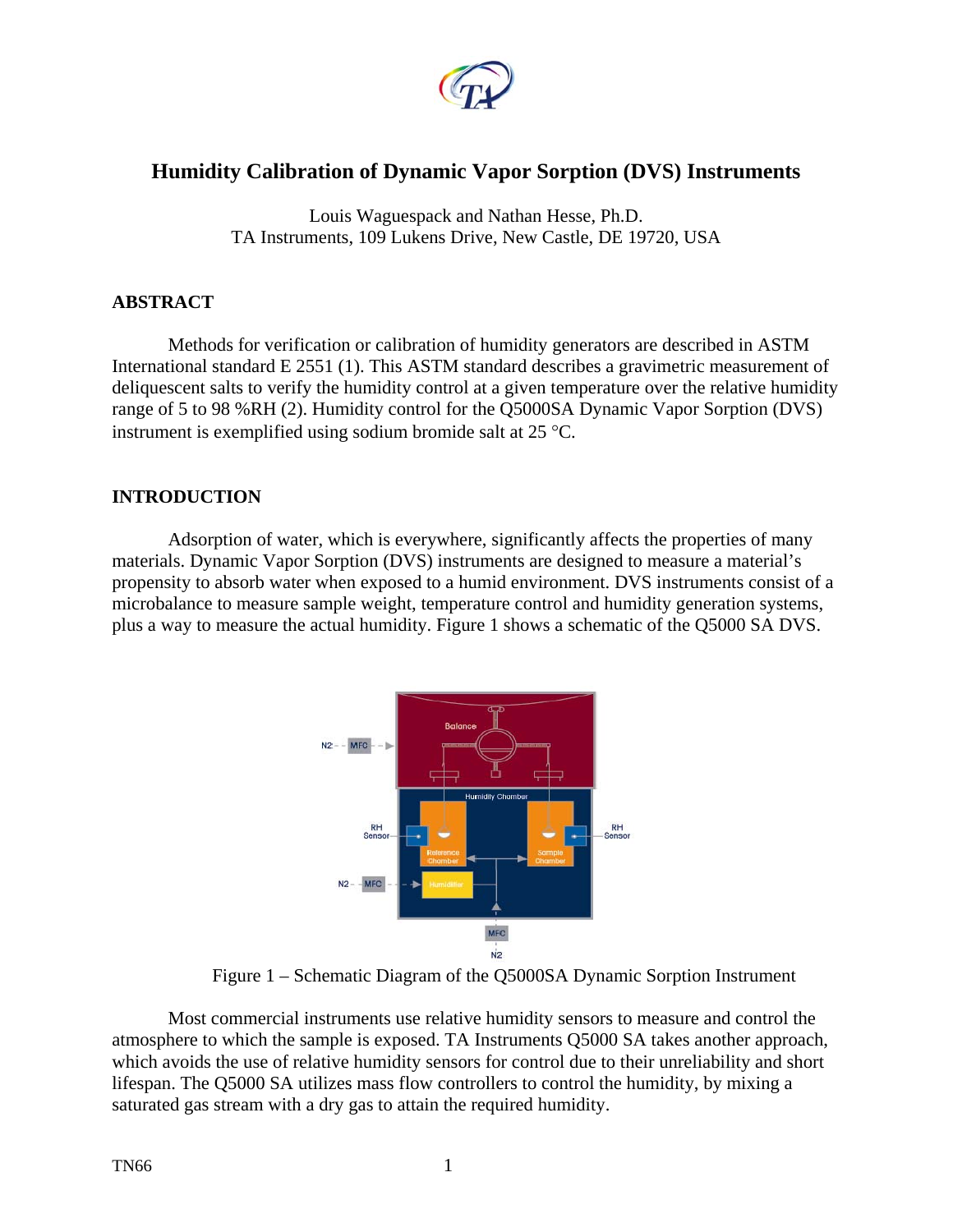# Humidity Calibration of Dynamic Vapor Sorption (DVS) Instruments

Louis Waguespack and Nathan Hesse, Ph.D.
TA Instruments, 109 Lukens Drive, New Castle, DE 19720, USA

## ABSTRACT

Methods for verification or calibration of humidity generators are described in ASTM International standard E 2551 (1). This ASTM standard describes a gravimetric measurement of deliquescent salts to verify the humidity control at a given temperature over the relative humidity range of 5 to 98 %RH (2). Humidity control for the Q5000SA Dynamic Vapor Sorption (DVS) instrument is exemplified using sodium bromide salt at 25 °C.

## INTRODUCTION

Adsorption of water, which is everywhere, significantly affects the properties of many materials. Dynamic Vapor Sorption (DVS) instruments are designed to measure a material's propensity to absorb water when exposed to a humid environment. DVS instruments consist of a microbalance to measure sample weight, temperature control and humidity generation systems, plus a way to measure the actual humidity. Figure 1 shows a schematic of the Q5000 SA DVS.

Figure 1 – Schematic Diagram of the Q5000SA Dynamic Sorption Instrument

Most commercial instruments use relative humidity sensors to measure and control the atmosphere to which the sample is exposed. TA Instruments Q5000 SA takes another approach, which avoids the use of relative humidity sensors for control due to their unreliability and short lifespan. The Q5000 SA utilizes mass flow controllers to control the humidity, by mixing a saturated gas stream with a dry gas to attain the required humidity.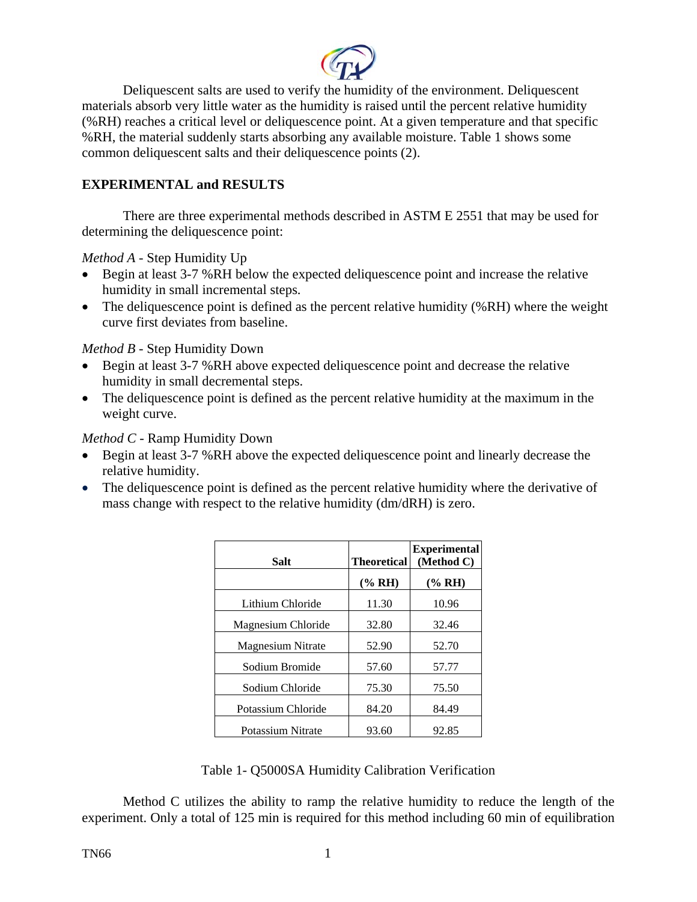Deliquescent salts are used to verify the humidity of the environment. Deliquescent materials absorb very little water as the humidity is raised until the percent relative humidity (%RH) reaches a critical level or deliquescence point. At a given temperature and that specific %RH, the material suddenly starts absorbing any available moisture. Table 1 shows some common deliquescent salts and their deliquescence points (2).

## EXPERIMENTAL and RESULTS

There are three experimental methods described in ASTM E 2551 that may be used for determining the deliquescence point:

*Method A* - Step Humidity Up

- Begin at least 3-7 %RH below the expected deliquescence point and increase the relative humidity in small incremental steps.
- The deliquescence point is defined as the percent relative humidity (%RH) where the weight curve first deviates from baseline.

*Method B* - Step Humidity Down

- Begin at least 3-7 %RH above expected deliquescence point and decrease the relative humidity in small decremental steps.
- The deliquescence point is defined as the percent relative humidity at the maximum in the weight curve.

*Method C* - Ramp Humidity Down

- Begin at least 3-7 %RH above the expected deliquescence point and linearly decrease the relative humidity.
- The deliquescence point is defined as the percent relative humidity where the derivative of mass change with respect to the relative humidity (dm/dRH) is zero.

| Salt | Theoretical | Experimental (Method C) |
|---|---|---|
| | (% RH) | (% RH) |
| Lithium Chloride | 11.30 | 10.96 |
| Magnesium Chloride | 32.80 | 32.46 |
| Magnesium Nitrate | 52.90 | 52.70 |
| Sodium Bromide | 57.60 | 57.77 |
| Sodium Chloride | 75.30 | 75.50 |
| Potassium Chloride | 84.20 | 84.49 |
| Potassium Nitrate | 93.60 | 92.85 |

Table 1- Q5000SA Humidity Calibration Verification

Method C utilizes the ability to ramp the relative humidity to reduce the length of the experiment. Only a total of 125 min is required for this method including 60 min of equilibration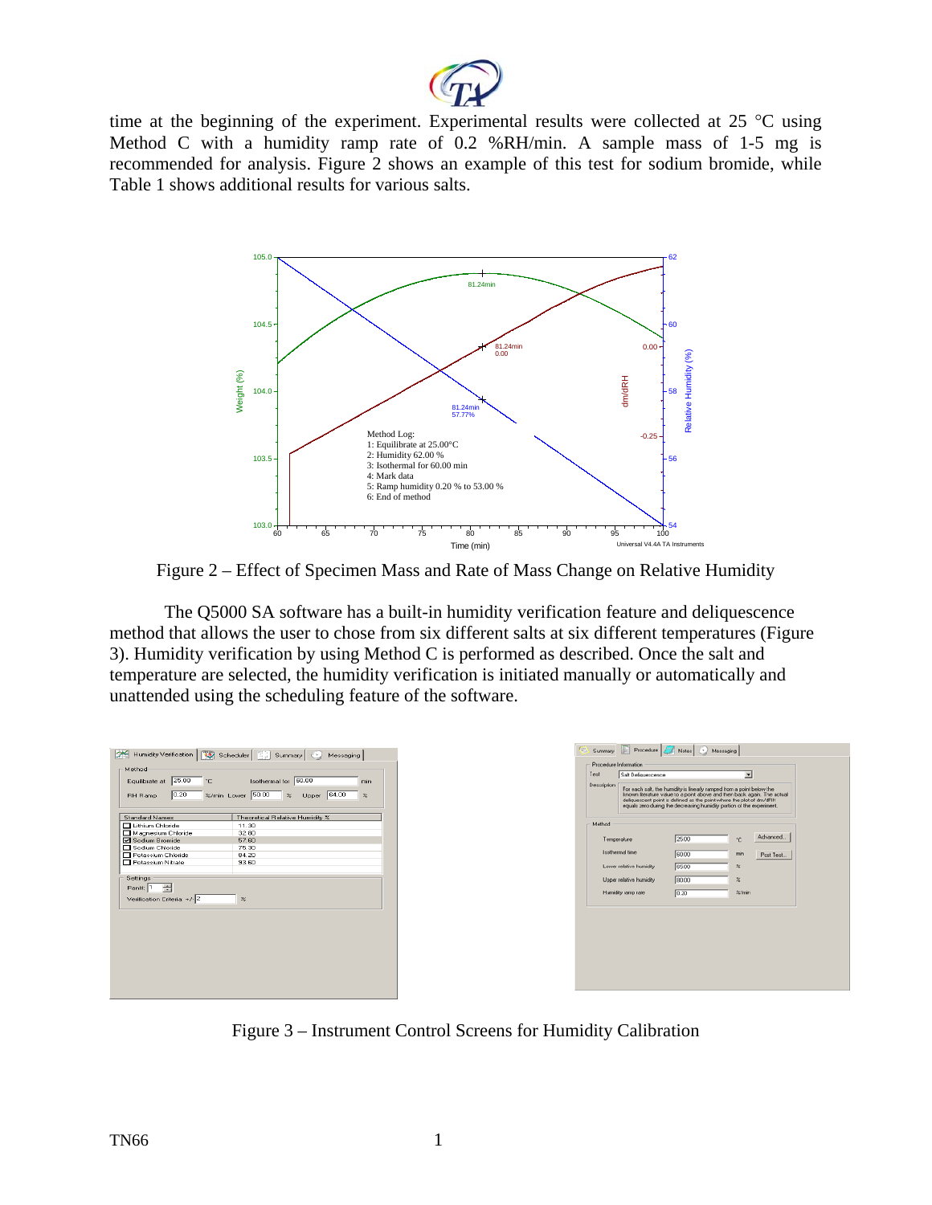time at the beginning of the experiment. Experimental results were collected at 25 °C using Method C with a humidity ramp rate of 0.2 %RH/min. A sample mass of 1-5 mg is recommended for analysis. Figure 2 shows an example of this test for sodium bromide, while Table 1 shows additional results for various salts.

Figure 2 – Effect of Specimen Mass and Rate of Mass Change on Relative Humidity

The Q5000 SA software has a built-in humidity verification feature and deliquescence method that allows the user to chose from six different salts at six different temperatures (Figure 3). Humidity verification by using Method C is performed as described. Once the salt and temperature are selected, the humidity verification is initiated manually or automatically and unattended using the scheduling feature of the software.

Figure 3 – Instrument Control Screens for Humidity Calibration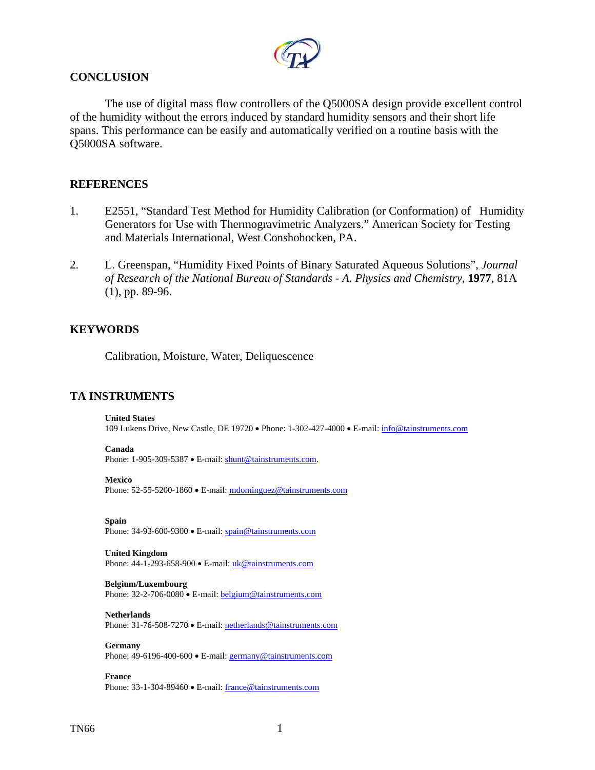## CONCLUSION

The use of digital mass flow controllers of the Q5000SA design provide excellent control of the humidity without the errors induced by standard humidity sensors and their short life spans. This performance can be easily and automatically verified on a routine basis with the Q5000SA software.

## REFERENCES

1. E2551, "Standard Test Method for Humidity Calibration (or Conformation) of Humidity Generators for Use with Thermogravimetric Analyzers." American Society for Testing and Materials International, West Conshohocken, PA.

2. L. Greenspan, "Humidity Fixed Points of Binary Saturated Aqueous Solutions", *Journal of Research of the National Bureau of Standards - A. Physics and Chemistry*, **1977**, 81A (1), pp. 89-96.

## KEYWORDS

Calibration, Moisture, Water, Deliquescence

## TA INSTRUMENTS

**United States**
109 Lukens Drive, New Castle, DE 19720 • Phone: 1-302-427-4000 • E-mail: info@tainstruments.com

**Canada**
Phone: 1-905-309-5387 • E-mail: shunt@tainstruments.com.

**Mexico**
Phone: 52-55-5200-1860 • E-mail: mdominguez@tainstruments.com

**Spain**
Phone: 34-93-600-9300 • E-mail: spain@tainstruments.com

**United Kingdom**
Phone: 44-1-293-658-900 • E-mail: uk@tainstruments.com

**Belgium/Luxembourg**
Phone: 32-2-706-0080 • E-mail: belgium@tainstruments.com

**Netherlands**
Phone: 31-76-508-7270 • E-mail: netherlands@tainstruments.com

**Germany**
Phone: 49-6196-400-600 • E-mail: germany@tainstruments.com

**France**
Phone: 33-1-304-89460 • E-mail: france@tainstruments.com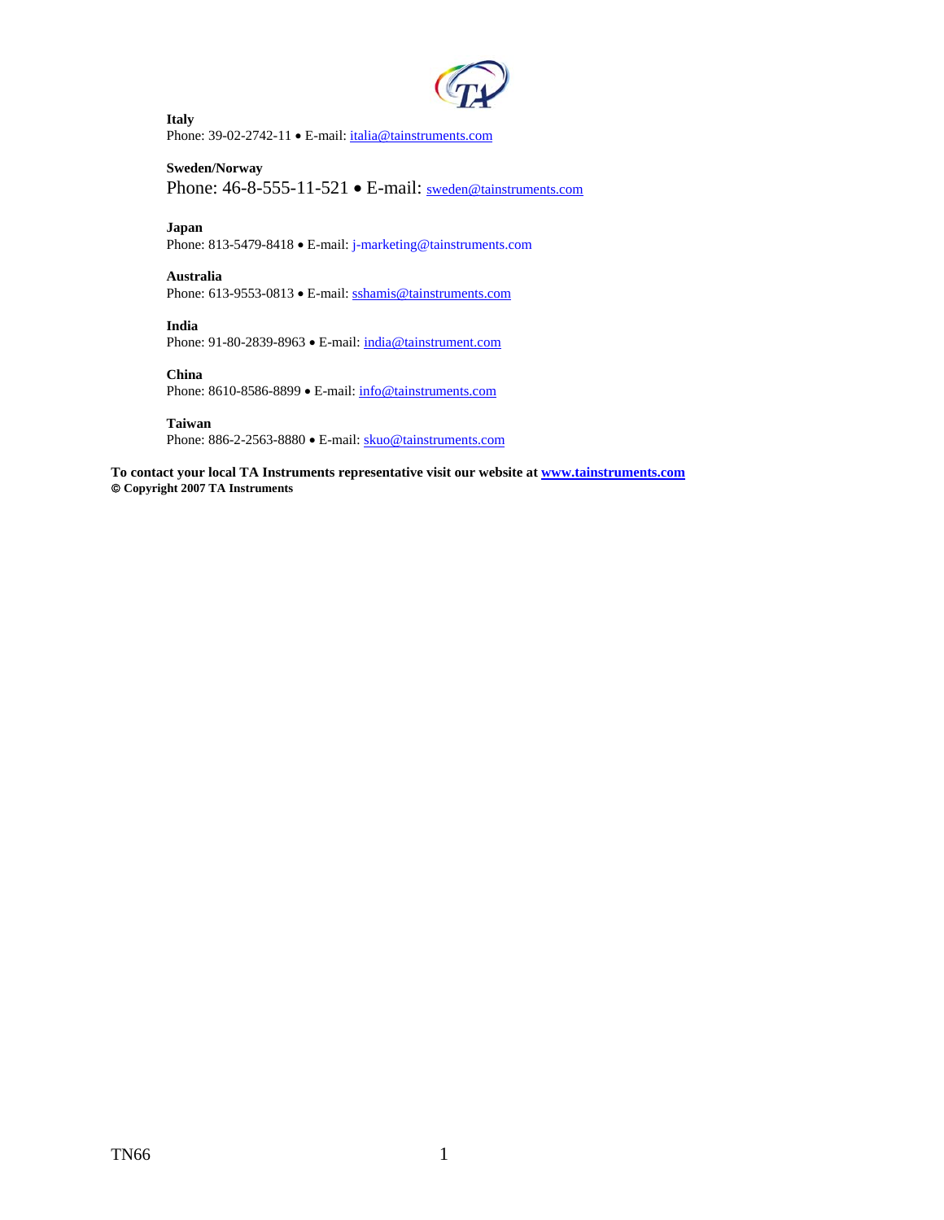**Italy**
Phone: 39-02-2742-11 • E-mail: italia@tainstruments.com

**Sweden/Norway**
Phone: 46-8-555-11-521 • E-mail: sweden@tainstruments.com

**Japan**
Phone: 813-5479-8418 • E-mail: j-marketing@tainstruments.com

**Australia**
Phone: 613-9553-0813 • E-mail: sshamis@tainstruments.com

**India**
Phone: 91-80-2839-8963 • E-mail: india@tainstrument.com

**China**
Phone: 8610-8586-8899 • E-mail: info@tainstruments.com

**Taiwan**
Phone: 886-2-2563-8880 • E-mail: skuo@tainstruments.com

**To contact your local TA Instruments representative visit our website at www.tainstruments.com**
**© Copyright 2007 TA Instruments**